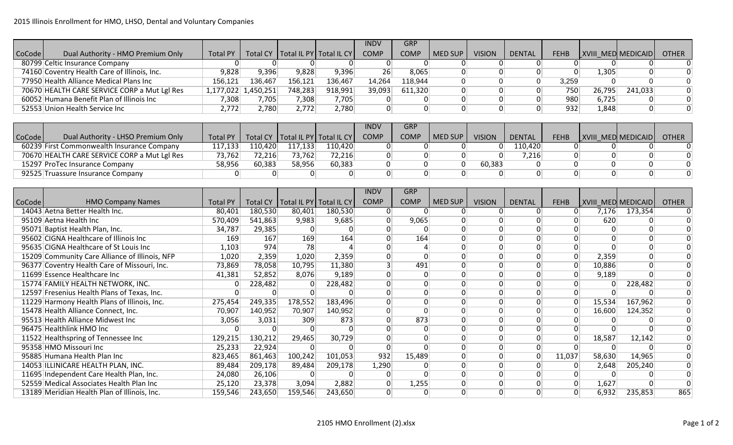2015 Illinois Enrollment for HMO, LHSO, Dental and Voluntary Companies

| CoCode | Dual Authority - HMO Premium Only | Total PY | Total CY | Total IL PY | Total IL CY | INDV COMP | GRP COMP | MED SUP | VISION | DENTAL | FEHB | XVIII_MED | MEDICAID | OTHER |
|---|---|---|---|---|---|---|---|---|---|---|---|---|---|---|
| 80799 | Celtic Insurance Company | 0 | 0 | 0 | 0 | 0 | 0 | 0 | 0 | 0 | 0 | 0 | 0 | 0 |
| 74160 | Coventry Health Care of Illinois, Inc. | 9,828 | 9,396 | 9,828 | 9,396 | 26 | 8,065 | 0 | 0 | 0 | 0 | 1,305 | 0 | 0 |
| 77950 | Health Alliance Medical Plans Inc | 156,121 | 136,467 | 156,121 | 136,467 | 14,264 | 118,944 | 0 | 0 | 0 | 3,259 | 0 | 0 | 0 |
| 70670 | HEALTH CARE SERVICE CORP a Mut Lgl Res | 1,177,022 | 1,450,251 | 748,283 | 918,991 | 39,093 | 611,320 | 0 | 0 | 0 | 750 | 26,795 | 241,033 | 0 |
| 60052 | Humana Benefit Plan of Illinois Inc | 7,308 | 7,705 | 7,308 | 7,705 | 0 | 0 | 0 | 0 | 0 | 980 | 6,725 | 0 | 0 |
| 52553 | Union Health Service Inc | 2,772 | 2,780 | 2,772 | 2,780 | 0 | 0 | 0 | 0 | 0 | 932 | 1,848 | 0 | 0 |

| CoCode | Dual Authority - LHSO Premium Only | Total PY | Total CY | Total IL PY | Total IL CY | INDV COMP | GRP COMP | MED SUP | VISION | DENTAL | FEHB | XVIII_MED | MEDICAID | OTHER |
|---|---|---|---|---|---|---|---|---|---|---|---|---|---|---|
| 60239 | First Commonwealth Insurance Company | 117,133 | 110,420 | 117,133 | 110,420 | 0 | 0 | 0 | 0 | 110,420 | 0 | 0 | 0 | 0 |
| 70670 | HEALTH CARE SERVICE CORP a Mut Lgl Res | 73,762 | 72,216 | 73,762 | 72,216 | 0 | 0 | 0 | 0 | 7,216 | 0 | 0 | 0 | 0 |
| 15297 | ProTec Insurance Company | 58,956 | 60,383 | 58,956 | 60,383 | 0 | 0 | 0 | 60,383 | 0 | 0 | 0 | 0 | 0 |
| 92525 | Truassure Insurance Company | 0 | 0 | 0 | 0 | 0 | 0 | 0 | 0 | 0 | 0 | 0 | 0 | 0 |

| CoCode | HMO Company Names | Total PY | Total CY | Total IL PY | Total IL CY | INDV COMP | GRP COMP | MED SUP | VISION | DENTAL | FEHB | XVIII_MED | MEDICAID | OTHER |
|---|---|---|---|---|---|---|---|---|---|---|---|---|---|---|
| 14043 | Aetna Better Health Inc. | 80,401 | 180,530 | 80,401 | 180,530 | 0 | 0 | 0 | 0 | 0 | 0 | 7,176 | 173,354 | 0 |
| 95109 | Aetna Health Inc | 570,409 | 541,863 | 9,983 | 9,685 | 0 | 9,065 | 0 | 0 | 0 | 0 | 620 | 0 | 0 |
| 95071 | Baptist Health Plan, Inc. | 34,787 | 29,385 | 0 | 0 | 0 | 0 | 0 | 0 | 0 | 0 | 0 | 0 | 0 |
| 95602 | CIGNA Healthcare of Illinois Inc | 169 | 167 | 169 | 164 | 0 | 164 | 0 | 0 | 0 | 0 | 0 | 0 | 0 |
| 95635 | CIGNA Healthcare of St Louis Inc | 1,103 | 974 | 78 | 4 | 0 | 4 | 0 | 0 | 0 | 0 | 0 | 0 | 0 |
| 15209 | Community Care Alliance of Illinois, NFP | 1,020 | 2,359 | 1,020 | 2,359 | 0 | 0 | 0 | 0 | 0 | 0 | 2,359 | 0 | 0 |
| 96377 | Coventry Health Care of Missouri, Inc. | 73,869 | 78,058 | 10,795 | 11,380 | 3 | 491 | 0 | 0 | 0 | 0 | 10,886 | 0 | 0 |
| 11699 | Essence Healthcare Inc | 41,381 | 52,852 | 8,076 | 9,189 | 0 | 0 | 0 | 0 | 0 | 0 | 9,189 | 0 | 0 |
| 15774 | FAMILY HEALTH NETWORK, INC. | 0 | 228,482 | 0 | 228,482 | 0 | 0 | 0 | 0 | 0 | 0 | 0 | 228,482 | 0 |
| 12597 | Fresenius Health Plans of Texas, Inc. | 0 | 0 | 0 | 0 | 0 | 0 | 0 | 0 | 0 | 0 | 0 | 0 | 0 |
| 11229 | Harmony Health Plans of Illinois, Inc. | 275,454 | 249,335 | 178,552 | 183,496 | 0 | 0 | 0 | 0 | 0 | 0 | 15,534 | 167,962 | 0 |
| 15478 | Health Alliance Connect, Inc. | 70,907 | 140,952 | 70,907 | 140,952 | 0 | 0 | 0 | 0 | 0 | 0 | 16,600 | 124,352 | 0 |
| 95513 | Health Alliance Midwest Inc | 3,056 | 3,031 | 309 | 873 | 0 | 873 | 0 | 0 | 0 | 0 | 0 | 0 | 0 |
| 96475 | Healthlink HMO Inc | 0 | 0 | 0 | 0 | 0 | 0 | 0 | 0 | 0 | 0 | 0 | 0 | 0 |
| 11522 | Healthspring of Tennessee Inc | 129,215 | 130,212 | 29,465 | 30,729 | 0 | 0 | 0 | 0 | 0 | 0 | 18,587 | 12,142 | 0 |
| 95358 | HMO Missouri Inc | 25,233 | 22,924 | 0 | 0 | 0 | 0 | 0 | 0 | 0 | 0 | 0 | 0 | 0 |
| 95885 | Humana Health Plan Inc | 823,465 | 861,463 | 100,242 | 101,053 | 932 | 15,489 | 0 | 0 | 0 | 11,037 | 58,630 | 14,965 | 0 |
| 14053 | ILLINICARE HEALTH PLAN, INC. | 89,484 | 209,178 | 89,484 | 209,178 | 1,290 | 0 | 0 | 0 | 0 | 0 | 2,648 | 205,240 | 0 |
| 11695 | Independent Care Health Plan, Inc. | 24,080 | 26,106 | 0 | 0 | 0 | 0 | 0 | 0 | 0 | 0 | 0 | 0 | 0 |
| 52559 | Medical Associates Health Plan Inc | 25,120 | 23,378 | 3,094 | 2,882 | 0 | 1,255 | 0 | 0 | 0 | 0 | 1,627 | 0 | 0 |
| 13189 | Meridian Health Plan of Illinois, Inc. | 159,546 | 243,650 | 159,546 | 243,650 | 0 | 0 | 0 | 0 | 0 | 0 | 6,932 | 235,853 | 865 |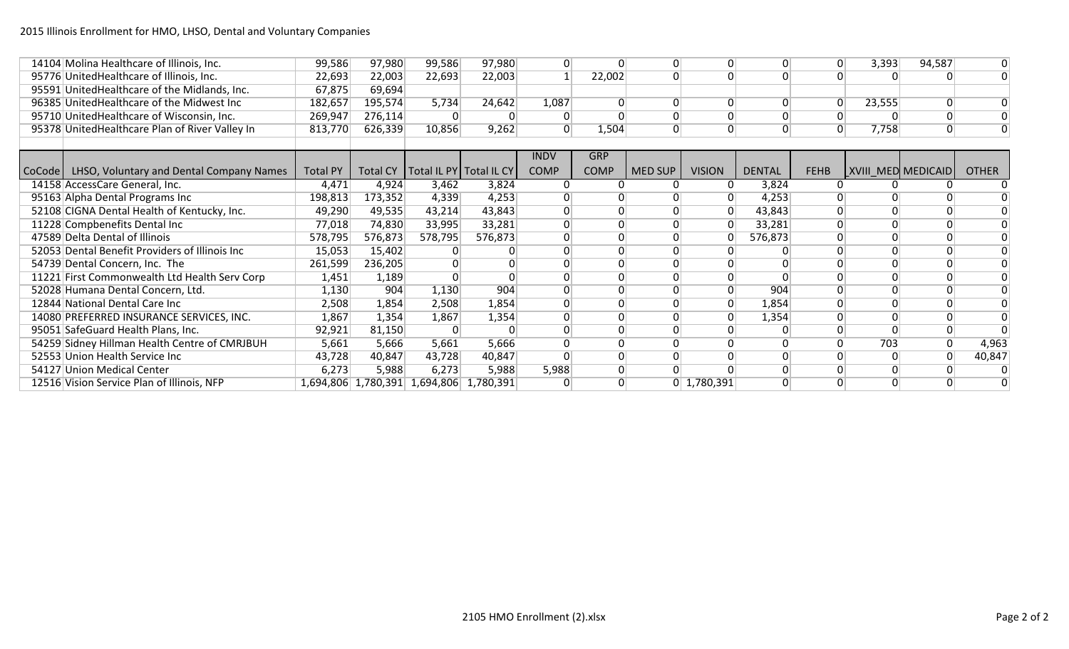| | | | | | | | | | | | | | | |
|---|---|---|---|---|---|---|---|---|---|---|---|---|---|---|
| 14104 | Molina Healthcare of Illinois, Inc. | 99,586 | 97,980 | 99,586 | 97,980 | 0 | 0 | 0 | 0 | 0 | 0 | 3,393 | 94,587 | 0 |
| 95776 | UnitedHealthcare of Illinois, Inc. | 22,693 | 22,003 | 22,693 | 22,003 | 1 | 22,002 | 0 | 0 | 0 | 0 | 0 | 0 | 0 |
| 95591 | UnitedHealthcare of the Midlands, Inc. | 67,875 | 69,694 | | | | | | | | | | | |
| 96385 | UnitedHealthcare of the Midwest Inc | 182,657 | 195,574 | 5,734 | 24,642 | 1,087 | 0 | 0 | 0 | 0 | 0 | 23,555 | 0 | 0 |
| 95710 | UnitedHealthcare of Wisconsin, Inc. | 269,947 | 276,114 | 0 | 0 | 0 | 0 | 0 | 0 | 0 | 0 | 0 | 0 | 0 |
| 95378 | UnitedHealthcare Plan of River Valley In | 813,770 | 626,339 | 10,856 | 9,262 | 0 | 1,504 | 0 | 0 | 0 | 0 | 7,758 | 0 | 0 |

| CoCode | LHSO, Voluntary and Dental Company Names | Total PY | Total CY | Total IL PY | Total IL CY | INDV COMP | GRP COMP | MED SUP | VISION | DENTAL | FEHB | XVIII_MED | MEDICAID | OTHER |
|---|---|---|---|---|---|---|---|---|---|---|---|---|---|---|
| 14158 | AccessCare General, Inc. | 4,471 | 4,924 | 3,462 | 3,824 | 0 | 0 | 0 | 0 | 3,824 | 0 | 0 | 0 | 0 |
| 95163 | Alpha Dental Programs Inc | 198,813 | 173,352 | 4,339 | 4,253 | 0 | 0 | 0 | 0 | 4,253 | 0 | 0 | 0 | 0 |
| 52108 | CIGNA Dental Health of Kentucky, Inc. | 49,290 | 49,535 | 43,214 | 43,843 | 0 | 0 | 0 | 0 | 43,843 | 0 | 0 | 0 | 0 |
| 11228 | Compbenefits Dental Inc | 77,018 | 74,830 | 33,995 | 33,281 | 0 | 0 | 0 | 0 | 33,281 | 0 | 0 | 0 | 0 |
| 47589 | Delta Dental of Illinois | 578,795 | 576,873 | 578,795 | 576,873 | 0 | 0 | 0 | 0 | 576,873 | 0 | 0 | 0 | 0 |
| 52053 | Dental Benefit Providers of Illinois Inc | 15,053 | 15,402 | 0 | 0 | 0 | 0 | 0 | 0 | 0 | 0 | 0 | 0 | 0 |
| 54739 | Dental Concern, Inc. The | 261,599 | 236,205 | 0 | 0 | 0 | 0 | 0 | 0 | 0 | 0 | 0 | 0 | 0 |
| 11221 | First Commonwealth Ltd Health Serv Corp | 1,451 | 1,189 | 0 | 0 | 0 | 0 | 0 | 0 | 0 | 0 | 0 | 0 | 0 |
| 52028 | Humana Dental Concern, Ltd. | 1,130 | 904 | 1,130 | 904 | 0 | 0 | 0 | 0 | 904 | 0 | 0 | 0 | 0 |
| 12844 | National Dental Care Inc | 2,508 | 1,854 | 2,508 | 1,854 | 0 | 0 | 0 | 0 | 1,854 | 0 | 0 | 0 | 0 |
| 14080 | PREFERRED INSURANCE SERVICES, INC. | 1,867 | 1,354 | 1,867 | 1,354 | 0 | 0 | 0 | 0 | 1,354 | 0 | 0 | 0 | 0 |
| 95051 | SafeGuard Health Plans, Inc. | 92,921 | 81,150 | 0 | 0 | 0 | 0 | 0 | 0 | 0 | 0 | 0 | 0 | 0 |
| 54259 | Sidney Hillman Health Centre of CMRJBUH | 5,661 | 5,666 | 5,661 | 5,666 | 0 | 0 | 0 | 0 | 0 | 0 | 703 | 0 | 4,963 |
| 52553 | Union Health Service Inc | 43,728 | 40,847 | 43,728 | 40,847 | 0 | 0 | 0 | 0 | 0 | 0 | 0 | 0 | 40,847 |
| 54127 | Union Medical Center | 6,273 | 5,988 | 6,273 | 5,988 | 5,988 | 0 | 0 | 0 | 0 | 0 | 0 | 0 | 0 |
| 12516 | Vision Service Plan of Illinois, NFP | 1,694,806 | 1,780,391 | 1,694,806 | 1,780,391 | 0 | 0 | 0 | 1,780,391 | 0 | 0 | 0 | 0 | 0 |